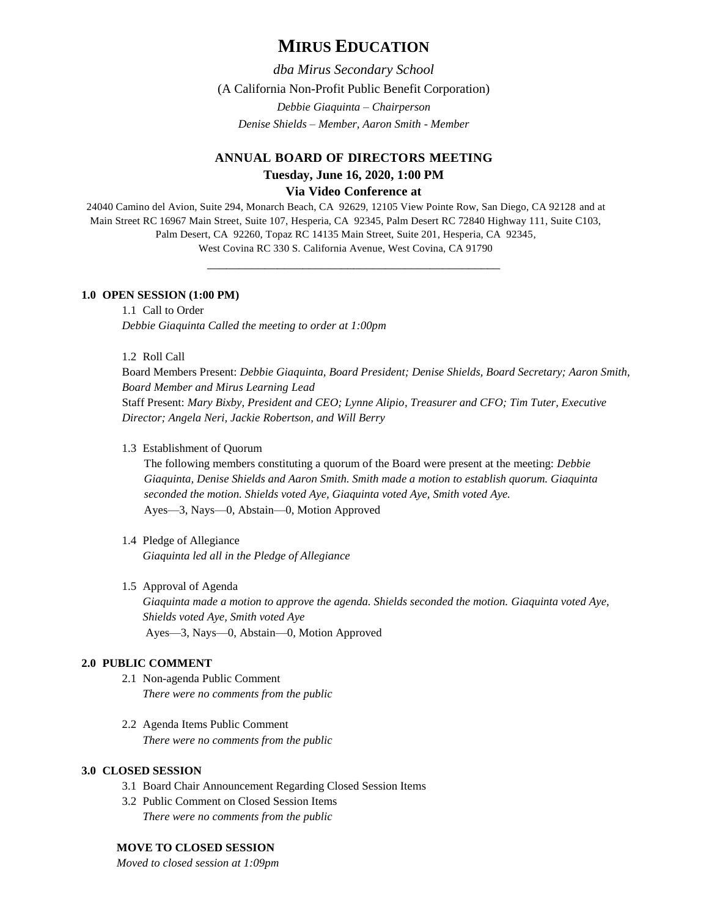# MIRUS EDUCATION

*dba Mirus Secondary School*

(A California Non-Profit Public Benefit Corporation)

*Debbie Giaquinta – Chairperson*

*Denise Shields – Member, Aaron Smith - Member*

## ANNUAL BOARD OF DIRECTORS MEETING

**Tuesday, June 16, 2020, 1:00 PM**

**Via Video Conference at**

24040 Camino del Avion, Suite 294, Monarch Beach, CA 92629, 12105 View Pointe Row, San Diego, CA 92128 and at Main Street RC 16967 Main Street, Suite 107, Hesperia, CA 92345, Palm Desert RC 72840 Highway 111, Suite C103, Palm Desert, CA 92260, Topaz RC 14135 Main Street, Suite 201, Hesperia, CA 92345, West Covina RC 330 S. California Avenue, West Covina, CA 91790

---

### 1.0 OPEN SESSION (1:00 PM)

1.1 Call to Order

*Debbie Giaquinta Called the meeting to order at 1:00pm*

1.2 Roll Call

Board Members Present: *Debbie Giaquinta, Board President; Denise Shields, Board Secretary; Aaron Smith, Board Member and Mirus Learning Lead*

Staff Present: *Mary Bixby, President and CEO; Lynne Alipio, Treasurer and CFO; Tim Tuter, Executive Director; Angela Neri, Jackie Robertson, and Will Berry*

1.3 Establishment of Quorum

The following members constituting a quorum of the Board were present at the meeting: *Debbie Giaquinta, Denise Shields and Aaron Smith. Smith made a motion to establish quorum. Giaquinta seconded the motion. Shields voted Aye, Giaquinta voted Aye, Smith voted Aye.*

Ayes—3, Nays—0, Abstain—0, Motion Approved

1.4 Pledge of Allegiance

*Giaquinta led all in the Pledge of Allegiance*

1.5 Approval of Agenda

*Giaquinta made a motion to approve the agenda. Shields seconded the motion. Giaquinta voted Aye, Shields voted Aye, Smith voted Aye*

Ayes—3, Nays—0, Abstain—0, Motion Approved

### 2.0 PUBLIC COMMENT

2.1 Non-agenda Public Comment

*There were no comments from the public*

2.2 Agenda Items Public Comment

*There were no comments from the public*

### 3.0 CLOSED SESSION

3.1 Board Chair Announcement Regarding Closed Session Items

3.2 Public Comment on Closed Session Items

*There were no comments from the public*

**MOVE TO CLOSED SESSION**

*Moved to closed session at 1:09pm*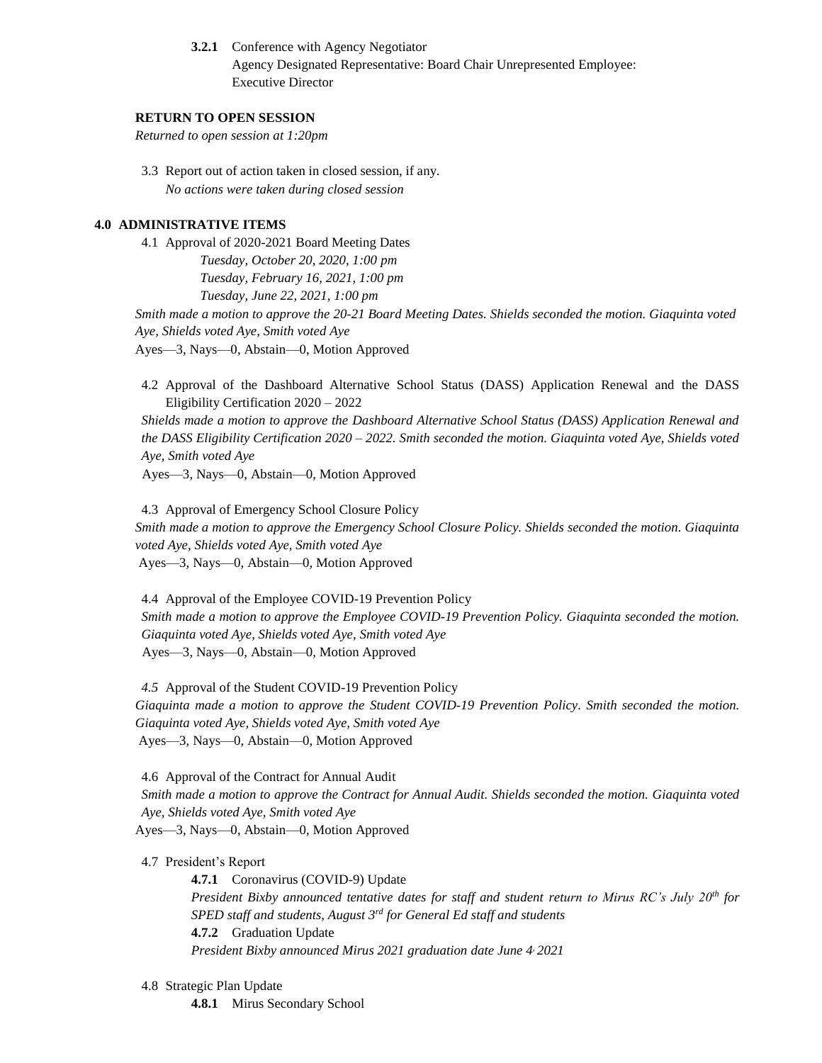**3.2.1** Conference with Agency Negotiator
Agency Designated Representative: Board Chair Unrepresented Employee: Executive Director

**RETURN TO OPEN SESSION**

*Returned to open session at 1:20pm*

3.3 Report out of action taken in closed session, if any.
*No actions were taken during closed session*

**4.0 ADMINISTRATIVE ITEMS**

4.1 Approval of 2020-2021 Board Meeting Dates
*Tuesday, October 20, 2020, 1:00 pm*
*Tuesday, February 16, 2021, 1:00 pm*
*Tuesday, June 22, 2021, 1:00 pm*

*Smith made a motion to approve the 20-21 Board Meeting Dates. Shields seconded the motion. Giaquinta voted Aye, Shields voted Aye, Smith voted Aye*
Ayes—3, Nays—0, Abstain—0, Motion Approved

4.2 Approval of the Dashboard Alternative School Status (DASS) Application Renewal and the DASS Eligibility Certification 2020 – 2022
*Shields made a motion to approve the Dashboard Alternative School Status (DASS) Application Renewal and the DASS Eligibility Certification 2020 – 2022. Smith seconded the motion. Giaquinta voted Aye, Shields voted Aye, Smith voted Aye*
Ayes—3, Nays—0, Abstain—0, Motion Approved

4.3 Approval of Emergency School Closure Policy
*Smith made a motion to approve the Emergency School Closure Policy. Shields seconded the motion. Giaquinta voted Aye, Shields voted Aye, Smith voted Aye*
Ayes—3, Nays—0, Abstain—0, Motion Approved

4.4 Approval of the Employee COVID-19 Prevention Policy
*Smith made a motion to approve the Employee COVID-19 Prevention Policy. Giaquinta seconded the motion. Giaquinta voted Aye, Shields voted Aye, Smith voted Aye*
Ayes—3, Nays—0, Abstain—0, Motion Approved

*4.5* Approval of the Student COVID-19 Prevention Policy
*Giaquinta made a motion to approve the Student COVID-19 Prevention Policy. Smith seconded the motion. Giaquinta voted Aye, Shields voted Aye, Smith voted Aye*
Ayes—3, Nays—0, Abstain—0, Motion Approved

4.6 Approval of the Contract for Annual Audit
*Smith made a motion to approve the Contract for Annual Audit. Shields seconded the motion. Giaquinta voted Aye, Shields voted Aye, Smith voted Aye*
Ayes—3, Nays—0, Abstain—0, Motion Approved

4.7 President's Report

**4.7.1** Coronavirus (COVID-9) Update
*President Bixby announced tentative dates for staff and student return to Mirus RC's July 20th for SPED staff and students, August 3rd for General Ed staff and students*

**4.7.2** Graduation Update
*President Bixby announced Mirus 2021 graduation date June 4, 2021*

4.8 Strategic Plan Update

**4.8.1** Mirus Secondary School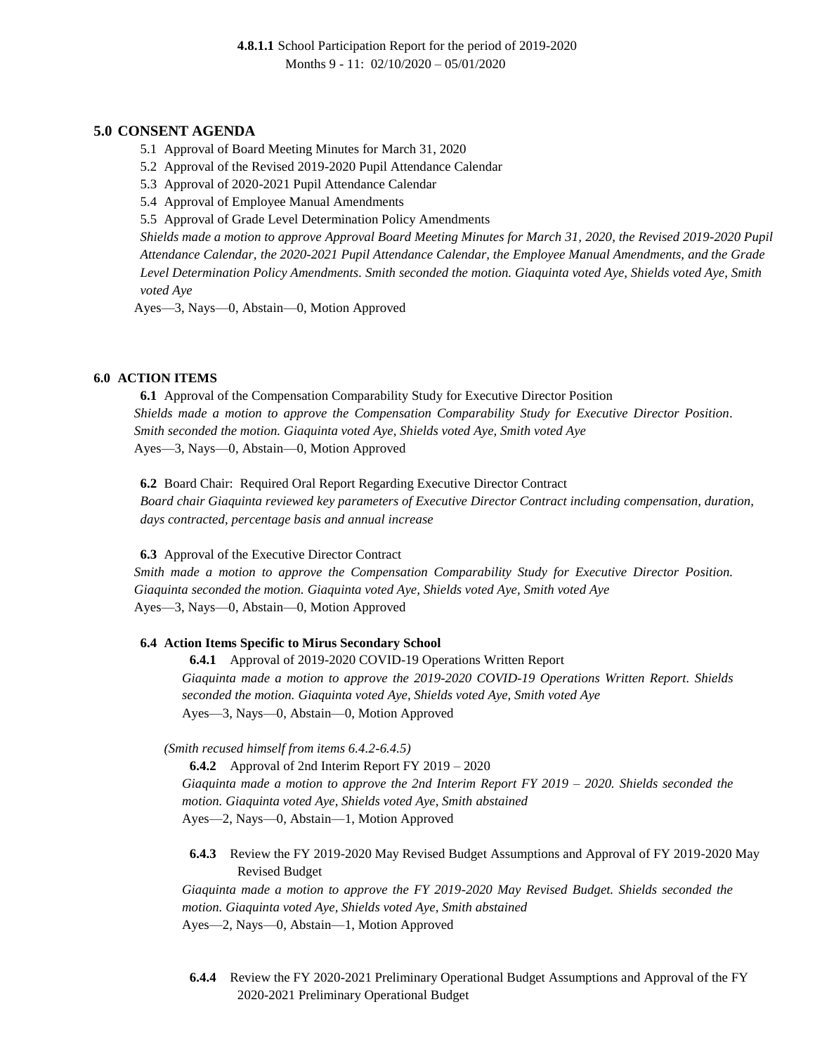**4.8.1.1** School Participation Report for the period of 2019-2020
Months 9 - 11: 02/10/2020 – 05/01/2020

## 5.0 CONSENT AGENDA

5.1 Approval of Board Meeting Minutes for March 31, 2020
5.2 Approval of the Revised 2019-2020 Pupil Attendance Calendar
5.3 Approval of 2020-2021 Pupil Attendance Calendar
5.4 Approval of Employee Manual Amendments
5.5 Approval of Grade Level Determination Policy Amendments

*Shields made a motion to approve Approval Board Meeting Minutes for March 31, 2020, the Revised 2019-2020 Pupil Attendance Calendar, the 2020-2021 Pupil Attendance Calendar, the Employee Manual Amendments, and the Grade Level Determination Policy Amendments. Smith seconded the motion. Giaquinta voted Aye, Shields voted Aye, Smith voted Aye*

Ayes—3, Nays—0, Abstain—0, Motion Approved

## 6.0 ACTION ITEMS

**6.1** Approval of the Compensation Comparability Study for Executive Director Position

*Shields made a motion to approve the Compensation Comparability Study for Executive Director Position. Smith seconded the motion. Giaquinta voted Aye, Shields voted Aye, Smith voted Aye*

Ayes—3, Nays—0, Abstain—0, Motion Approved

**6.2** Board Chair: Required Oral Report Regarding Executive Director Contract

*Board chair Giaquinta reviewed key parameters of Executive Director Contract including compensation, duration, days contracted, percentage basis and annual increase*

**6.3** Approval of the Executive Director Contract

*Smith made a motion to approve the Compensation Comparability Study for Executive Director Position. Giaquinta seconded the motion. Giaquinta voted Aye, Shields voted Aye, Smith voted Aye*

Ayes—3, Nays—0, Abstain—0, Motion Approved

**6.4 Action Items Specific to Mirus Secondary School**

**6.4.1** Approval of 2019-2020 COVID-19 Operations Written Report

*Giaquinta made a motion to approve the 2019-2020 COVID-19 Operations Written Report. Shields seconded the motion. Giaquinta voted Aye, Shields voted Aye, Smith voted Aye*

Ayes—3, Nays—0, Abstain—0, Motion Approved

*(Smith recused himself from items 6.4.2-6.4.5)*

**6.4.2** Approval of 2nd Interim Report FY 2019 – 2020

*Giaquinta made a motion to approve the 2nd Interim Report FY 2019 – 2020. Shields seconded the motion. Giaquinta voted Aye, Shields voted Aye, Smith abstained*

Ayes—2, Nays—0, Abstain—1, Motion Approved

**6.4.3** Review the FY 2019-2020 May Revised Budget Assumptions and Approval of FY 2019-2020 May Revised Budget

*Giaquinta made a motion to approve the FY 2019-2020 May Revised Budget. Shields seconded the motion. Giaquinta voted Aye, Shields voted Aye, Smith abstained*

Ayes—2, Nays—0, Abstain—1, Motion Approved

**6.4.4** Review the FY 2020-2021 Preliminary Operational Budget Assumptions and Approval of the FY 2020-2021 Preliminary Operational Budget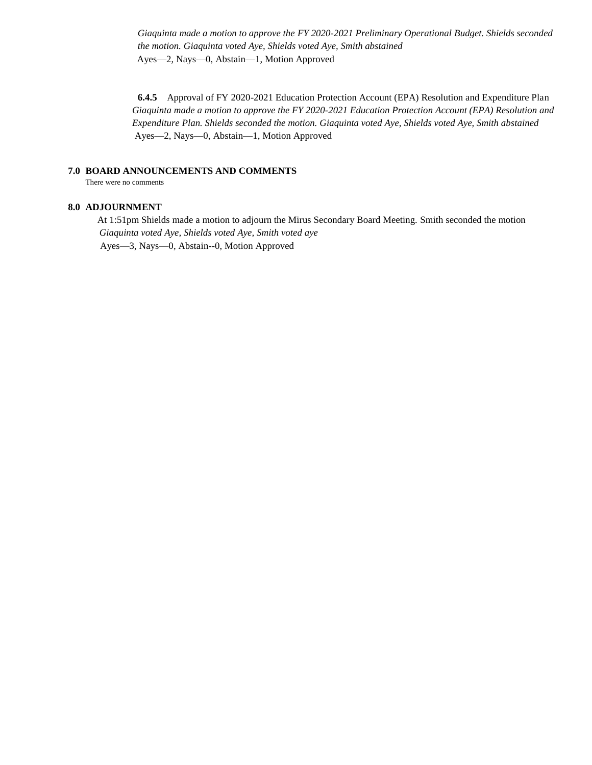*Giaquinta made a motion to approve the FY 2020-2021 Preliminary Operational Budget. Shields seconded the motion. Giaquinta voted Aye, Shields voted Aye, Smith abstained*
Ayes—2, Nays—0, Abstain—1, Motion Approved

**6.4.5** Approval of FY 2020-2021 Education Protection Account (EPA) Resolution and Expenditure Plan
*Giaquinta made a motion to approve the FY 2020-2021 Education Protection Account (EPA) Resolution and Expenditure Plan. Shields seconded the motion. Giaquinta voted Aye, Shields voted Aye, Smith abstained*
Ayes—2, Nays—0, Abstain—1, Motion Approved

**7.0 BOARD ANNOUNCEMENTS AND COMMENTS**

There were no comments

**8.0 ADJOURNMENT**

At 1:51pm Shields made a motion to adjourn the Mirus Secondary Board Meeting. Smith seconded the motion
*Giaquinta voted Aye, Shields voted Aye, Smith voted aye*
Ayes—3, Nays—0, Abstain--0, Motion Approved